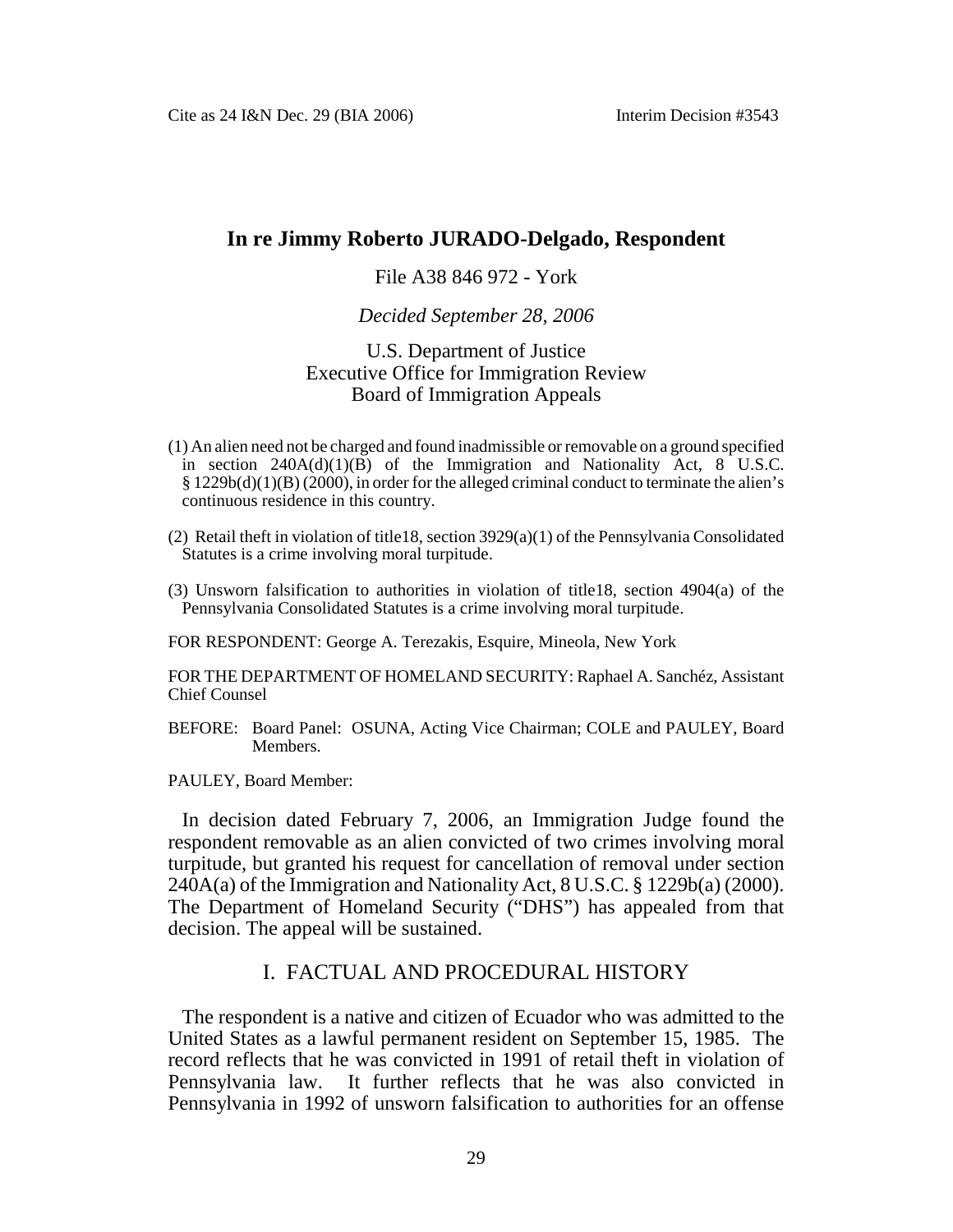# In re Jimmy Roberto JURADO-Delgado, Respondent

File A38 846 972 - York

*Decided September 28, 2006*

U.S. Department of Justice
Executive Office for Immigration Review
Board of Immigration Appeals

(1) An alien need not be charged and found inadmissible or removable on a ground specified in section 240A(d)(1)(B) of the Immigration and Nationality Act, 8 U.S.C. § 1229b(d)(1)(B) (2000), in order for the alleged criminal conduct to terminate the alien's continuous residence in this country.

(2) Retail theft in violation of title18, section 3929(a)(1) of the Pennsylvania Consolidated Statutes is a crime involving moral turpitude.

(3) Unsworn falsification to authorities in violation of title18, section 4904(a) of the Pennsylvania Consolidated Statutes is a crime involving moral turpitude.

FOR RESPONDENT: George A. Terezakis, Esquire, Mineola, New York

FOR THE DEPARTMENT OF HOMELAND SECURITY: Raphael A. Sanchéz, Assistant Chief Counsel

BEFORE: Board Panel: OSUNA, Acting Vice Chairman; COLE and PAULEY, Board Members.

PAULEY, Board Member:

In decision dated February 7, 2006, an Immigration Judge found the respondent removable as an alien convicted of two crimes involving moral turpitude, but granted his request for cancellation of removal under section 240A(a) of the Immigration and Nationality Act, 8 U.S.C. § 1229b(a) (2000). The Department of Homeland Security ("DHS") has appealed from that decision. The appeal will be sustained.

## I. FACTUAL AND PROCEDURAL HISTORY

The respondent is a native and citizen of Ecuador who was admitted to the United States as a lawful permanent resident on September 15, 1985. The record reflects that he was convicted in 1991 of retail theft in violation of Pennsylvania law. It further reflects that he was also convicted in Pennsylvania in 1992 of unsworn falsification to authorities for an offense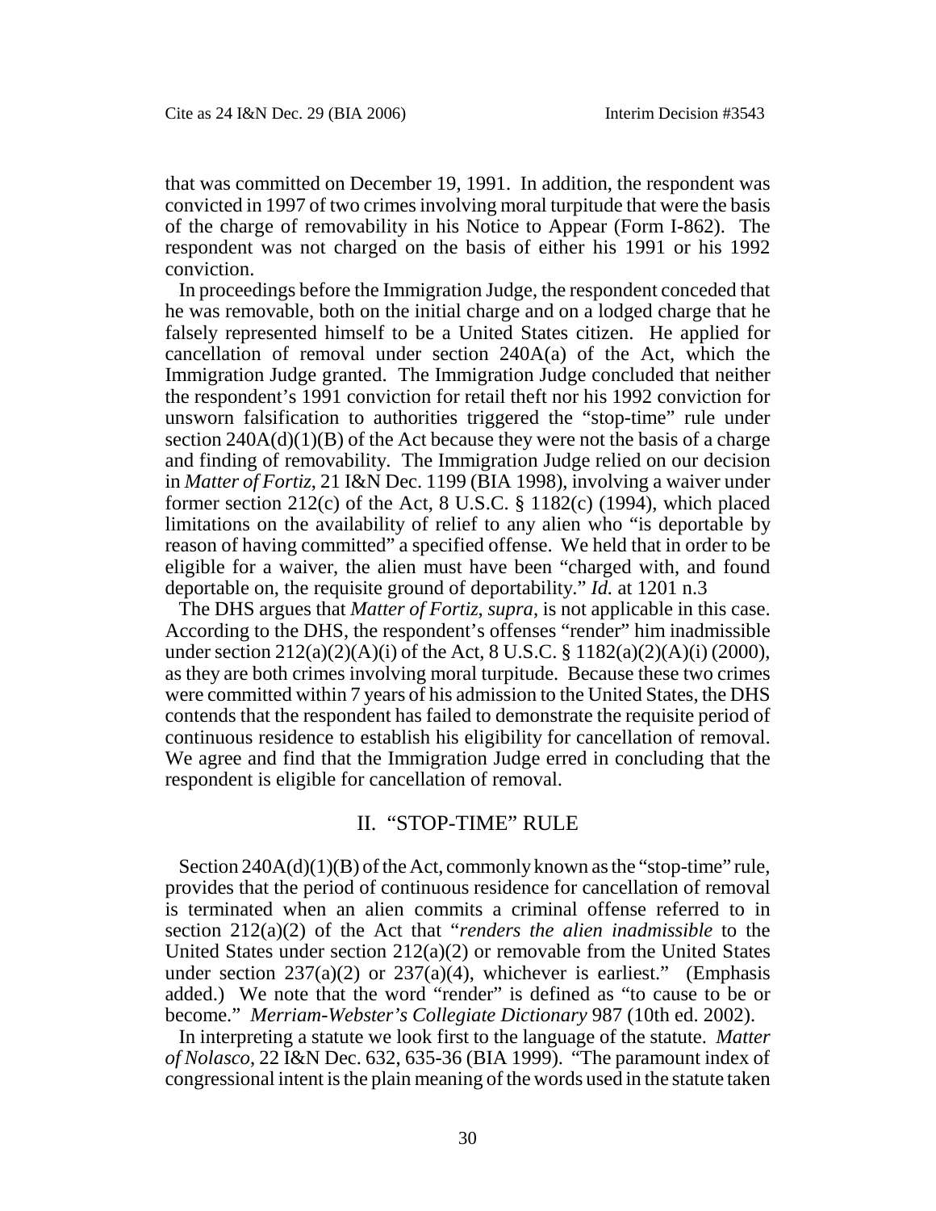that was committed on December 19, 1991. In addition, the respondent was convicted in 1997 of two crimes involving moral turpitude that were the basis of the charge of removability in his Notice to Appear (Form I-862). The respondent was not charged on the basis of either his 1991 or his 1992 conviction.

In proceedings before the Immigration Judge, the respondent conceded that he was removable, both on the initial charge and on a lodged charge that he falsely represented himself to be a United States citizen. He applied for cancellation of removal under section 240A(a) of the Act, which the Immigration Judge granted. The Immigration Judge concluded that neither the respondent's 1991 conviction for retail theft nor his 1992 conviction for unsworn falsification to authorities triggered the "stop-time" rule under section 240A(d)(1)(B) of the Act because they were not the basis of a charge and finding of removability. The Immigration Judge relied on our decision in *Matter of Fortiz*, 21 I&N Dec. 1199 (BIA 1998), involving a waiver under former section 212(c) of the Act, 8 U.S.C. § 1182(c) (1994), which placed limitations on the availability of relief to any alien who "is deportable by reason of having committed" a specified offense. We held that in order to be eligible for a waiver, the alien must have been "charged with, and found deportable on, the requisite ground of deportability." *Id.* at 1201 n.3

The DHS argues that *Matter of Fortiz*, *supra*, is not applicable in this case. According to the DHS, the respondent's offenses "render" him inadmissible under section 212(a)(2)(A)(i) of the Act, 8 U.S.C. § 1182(a)(2)(A)(i) (2000), as they are both crimes involving moral turpitude. Because these two crimes were committed within 7 years of his admission to the United States, the DHS contends that the respondent has failed to demonstrate the requisite period of continuous residence to establish his eligibility for cancellation of removal. We agree and find that the Immigration Judge erred in concluding that the respondent is eligible for cancellation of removal.

## II. "STOP-TIME" RULE

Section 240A(d)(1)(B) of the Act, commonly known as the "stop-time" rule, provides that the period of continuous residence for cancellation of removal is terminated when an alien commits a criminal offense referred to in section 212(a)(2) of the Act that "*renders the alien inadmissible* to the United States under section 212(a)(2) or removable from the United States under section 237(a)(2) or 237(a)(4), whichever is earliest." (Emphasis added.) We note that the word "render" is defined as "to cause to be or become." *Merriam-Webster's Collegiate Dictionary* 987 (10th ed. 2002).

In interpreting a statute we look first to the language of the statute. *Matter of Nolasco*, 22 I&N Dec. 632, 635-36 (BIA 1999). "The paramount index of congressional intent is the plain meaning of the words used in the statute taken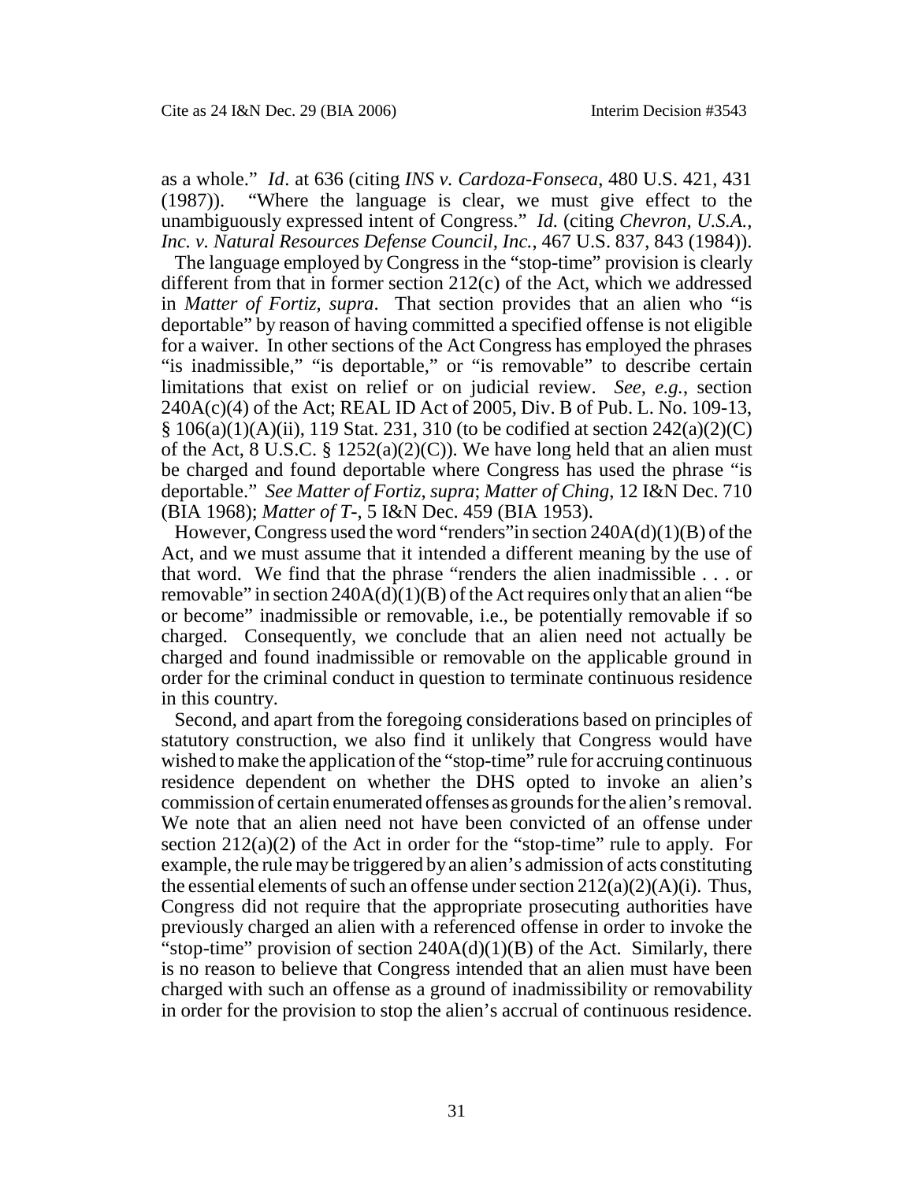as a whole." *Id*. at 636 (citing *INS v. Cardoza-Fonseca*, 480 U.S. 421, 431 (1987)). "Where the language is clear, we must give effect to the unambiguously expressed intent of Congress." *Id.* (citing *Chevron, U.S.A., Inc. v. Natural Resources Defense Council, Inc.*, 467 U.S. 837, 843 (1984)).

The language employed by Congress in the "stop-time" provision is clearly different from that in former section 212(c) of the Act, which we addressed in *Matter of Fortiz*, *supra*. That section provides that an alien who "is deportable" by reason of having committed a specified offense is not eligible for a waiver. In other sections of the Act Congress has employed the phrases "is inadmissible," "is deportable," or "is removable" to describe certain limitations that exist on relief or on judicial review. *See, e.g.*, section 240A(c)(4) of the Act; REAL ID Act of 2005, Div. B of Pub. L. No. 109-13, § 106(a)(1)(A)(ii), 119 Stat. 231, 310 (to be codified at section 242(a)(2)(C) of the Act, 8 U.S.C. § 1252(a)(2)(C)). We have long held that an alien must be charged and found deportable where Congress has used the phrase "is deportable." *See Matter of Fortiz*, *supra*; *Matter of Ching*, 12 I&N Dec. 710 (BIA 1968); *Matter of T-*, 5 I&N Dec. 459 (BIA 1953).

However, Congress used the word "renders"in section 240A(d)(1)(B) of the Act, and we must assume that it intended a different meaning by the use of that word. We find that the phrase "renders the alien inadmissible . . . or removable" in section 240A(d)(1)(B) of the Act requires only that an alien "be or become" inadmissible or removable, i.e., be potentially removable if so charged. Consequently, we conclude that an alien need not actually be charged and found inadmissible or removable on the applicable ground in order for the criminal conduct in question to terminate continuous residence in this country.

Second, and apart from the foregoing considerations based on principles of statutory construction, we also find it unlikely that Congress would have wished to make the application of the "stop-time" rule for accruing continuous residence dependent on whether the DHS opted to invoke an alien's commission of certain enumerated offenses as grounds for the alien's removal. We note that an alien need not have been convicted of an offense under section 212(a)(2) of the Act in order for the "stop-time" rule to apply. For example, the rule may be triggered by an alien's admission of acts constituting the essential elements of such an offense under section 212(a)(2)(A)(i). Thus, Congress did not require that the appropriate prosecuting authorities have previously charged an alien with a referenced offense in order to invoke the "stop-time" provision of section 240A(d)(1)(B) of the Act. Similarly, there is no reason to believe that Congress intended that an alien must have been charged with such an offense as a ground of inadmissibility or removability in order for the provision to stop the alien's accrual of continuous residence.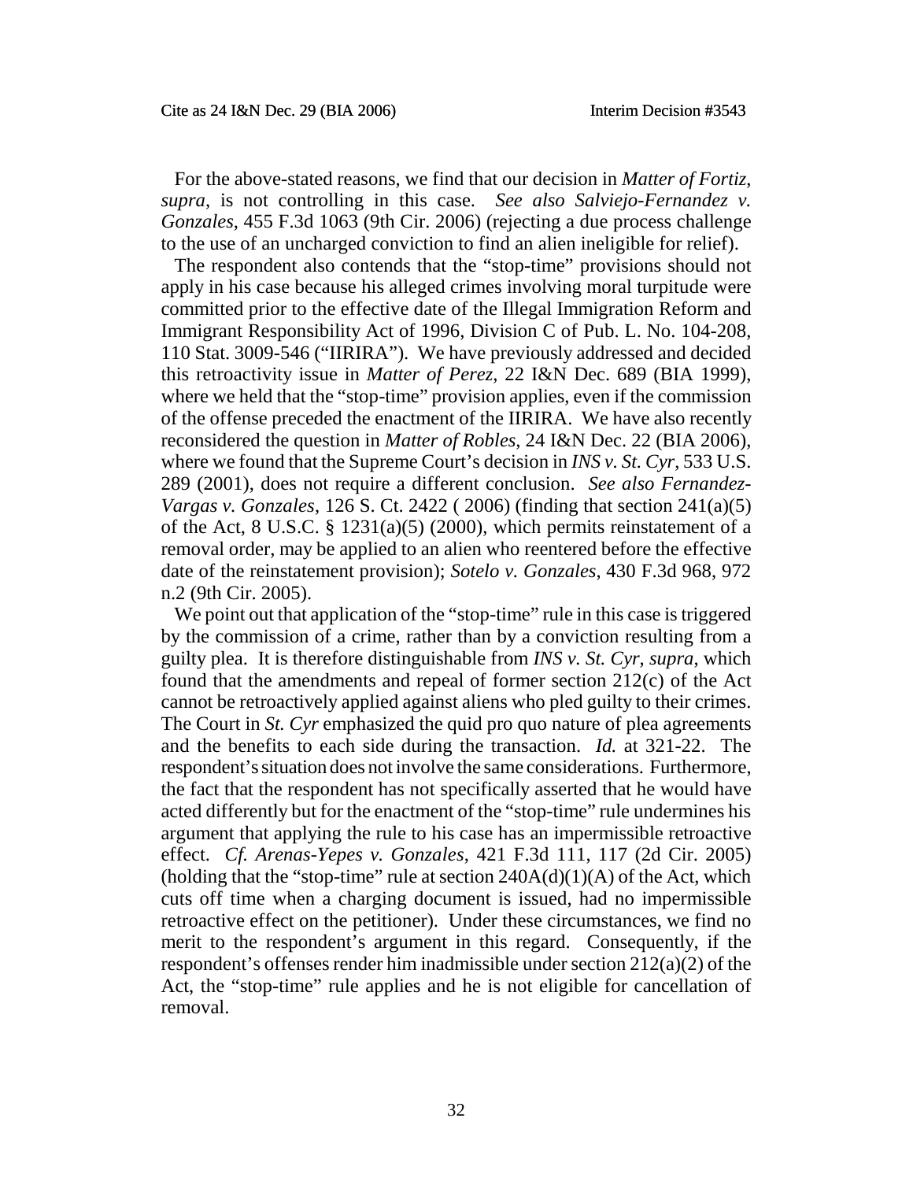For the above-stated reasons, we find that our decision in *Matter of Fortiz*, *supra*, is not controlling in this case. *See also Salviejo-Fernandez v. Gonzales*, 455 F.3d 1063 (9th Cir. 2006) (rejecting a due process challenge to the use of an uncharged conviction to find an alien ineligible for relief).

The respondent also contends that the "stop-time" provisions should not apply in his case because his alleged crimes involving moral turpitude were committed prior to the effective date of the Illegal Immigration Reform and Immigrant Responsibility Act of 1996, Division C of Pub. L. No. 104-208, 110 Stat. 3009-546 ("IIRIRA"). We have previously addressed and decided this retroactivity issue in *Matter of Perez*, 22 I&N Dec. 689 (BIA 1999), where we held that the "stop-time" provision applies, even if the commission of the offense preceded the enactment of the IIRIRA. We have also recently reconsidered the question in *Matter of Robles*, 24 I&N Dec. 22 (BIA 2006), where we found that the Supreme Court's decision in *INS v. St. Cyr*, 533 U.S. 289 (2001), does not require a different conclusion. *See also Fernandez-Vargas v. Gonzales*, 126 S. Ct. 2422 ( 2006) (finding that section 241(a)(5) of the Act, 8 U.S.C. § 1231(a)(5) (2000), which permits reinstatement of a removal order, may be applied to an alien who reentered before the effective date of the reinstatement provision); *Sotelo v. Gonzales*, 430 F.3d 968, 972 n.2 (9th Cir. 2005).

We point out that application of the "stop-time" rule in this case is triggered by the commission of a crime, rather than by a conviction resulting from a guilty plea. It is therefore distinguishable from *INS v. St. Cyr*, *supra*, which found that the amendments and repeal of former section 212(c) of the Act cannot be retroactively applied against aliens who pled guilty to their crimes. The Court in *St. Cyr* emphasized the quid pro quo nature of plea agreements and the benefits to each side during the transaction. *Id.* at 321-22. The respondent's situation does not involve the same considerations. Furthermore, the fact that the respondent has not specifically asserted that he would have acted differently but for the enactment of the "stop-time" rule undermines his argument that applying the rule to his case has an impermissible retroactive effect. *Cf. Arenas-Yepes v. Gonzales*, 421 F.3d 111, 117 (2d Cir. 2005) (holding that the "stop-time" rule at section 240A(d)(1)(A) of the Act, which cuts off time when a charging document is issued, had no impermissible retroactive effect on the petitioner). Under these circumstances, we find no merit to the respondent's argument in this regard. Consequently, if the respondent's offenses render him inadmissible under section 212(a)(2) of the Act, the "stop-time" rule applies and he is not eligible for cancellation of removal.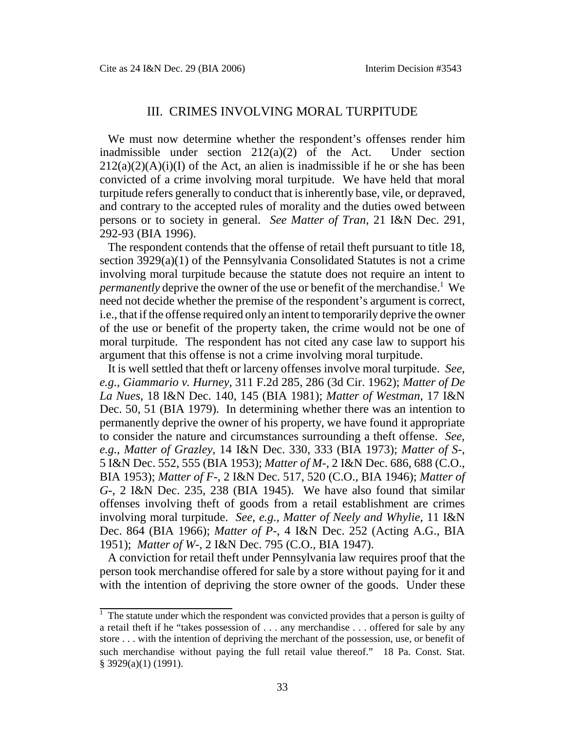## III. CRIMES INVOLVING MORAL TURPITUDE

We must now determine whether the respondent's offenses render him inadmissible under section 212(a)(2) of the Act. Under section 212(a)(2)(A)(i)(I) of the Act, an alien is inadmissible if he or she has been convicted of a crime involving moral turpitude. We have held that moral turpitude refers generally to conduct that is inherently base, vile, or depraved, and contrary to the accepted rules of morality and the duties owed between persons or to society in general. *See Matter of Tran*, 21 I&N Dec. 291, 292-93 (BIA 1996).

The respondent contends that the offense of retail theft pursuant to title 18, section 3929(a)(1) of the Pennsylvania Consolidated Statutes is not a crime involving moral turpitude because the statute does not require an intent to *permanently* deprive the owner of the use or benefit of the merchandise.[1] We need not decide whether the premise of the respondent's argument is correct, i.e., that if the offense required only an intent to temporarily deprive the owner of the use or benefit of the property taken, the crime would not be one of moral turpitude. The respondent has not cited any case law to support his argument that this offense is not a crime involving moral turpitude.

It is well settled that theft or larceny offenses involve moral turpitude. *See, e.g.*, *Giammario v. Hurney*, 311 F.2d 285, 286 (3d Cir. 1962); *Matter of De La Nues*, 18 I&N Dec. 140, 145 (BIA 1981); *Matter of Westman*, 17 I&N Dec. 50, 51 (BIA 1979). In determining whether there was an intention to permanently deprive the owner of his property, we have found it appropriate to consider the nature and circumstances surrounding a theft offense. *See, e.g.*, *Matter of Grazley*, 14 I&N Dec. 330, 333 (BIA 1973); *Matter of S-*, 5 I&N Dec. 552, 555 (BIA 1953); *Matter of M-*, 2 I&N Dec. 686, 688 (C.O., BIA 1953); *Matter of F-*, 2 I&N Dec. 517, 520 (C.O., BIA 1946); *Matter of G-*, 2 I&N Dec. 235, 238 (BIA 1945). We have also found that similar offenses involving theft of goods from a retail establishment are crimes involving moral turpitude. *See, e.g.*, *Matter of Neely and Whylie*, 11 I&N Dec. 864 (BIA 1966); *Matter of P-*, 4 I&N Dec. 252 (Acting A.G., BIA 1951); *Matter of W-*, 2 I&N Dec. 795 (C.O., BIA 1947).

A conviction for retail theft under Pennsylvania law requires proof that the person took merchandise offered for sale by a store without paying for it and with the intention of depriving the store owner of the goods. Under these

---

[1] The statute under which the respondent was convicted provides that a person is guilty of a retail theft if he "takes possession of . . . any merchandise . . . offered for sale by any store . . . with the intention of depriving the merchant of the possession, use, or benefit of such merchandise without paying the full retail value thereof." 18 Pa. Const. Stat. § 3929(a)(1) (1991).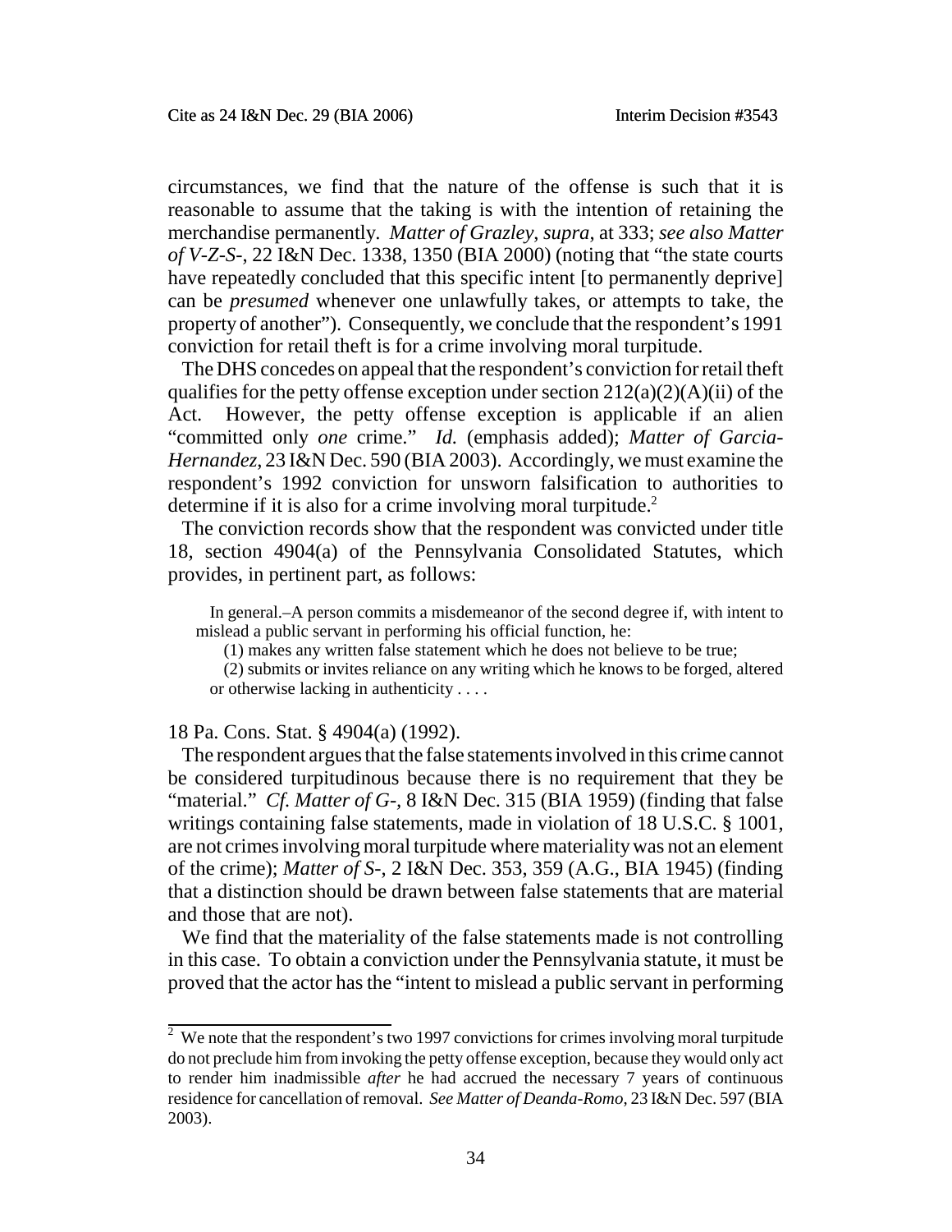circumstances, we find that the nature of the offense is such that it is reasonable to assume that the taking is with the intention of retaining the merchandise permanently. *Matter of Grazley*, *supra*, at 333; *see also Matter of V-Z-S-*, 22 I&N Dec. 1338, 1350 (BIA 2000) (noting that "the state courts have repeatedly concluded that this specific intent [to permanently deprive] can be *presumed* whenever one unlawfully takes, or attempts to take, the property of another"). Consequently, we conclude that the respondent's 1991 conviction for retail theft is for a crime involving moral turpitude.

The DHS concedes on appeal that the respondent's conviction for retail theft qualifies for the petty offense exception under section 212(a)(2)(A)(ii) of the Act. However, the petty offense exception is applicable if an alien "committed only *one* crime." *Id.* (emphasis added); *Matter of Garcia-Hernandez*, 23 I&N Dec. 590 (BIA 2003). Accordingly, we must examine the respondent's 1992 conviction for unsworn falsification to authorities to determine if it is also for a crime involving moral turpitude.[2]

The conviction records show that the respondent was convicted under title 18, section 4904(a) of the Pennsylvania Consolidated Statutes, which provides, in pertinent part, as follows:

> In general.–A person commits a misdemeanor of the second degree if, with intent to mislead a public servant in performing his official function, he:
>
> (1) makes any written false statement which he does not believe to be true;
>
> (2) submits or invites reliance on any writing which he knows to be forged, altered or otherwise lacking in authenticity . . . .

18 Pa. Cons. Stat. § 4904(a) (1992).

The respondent argues that the false statements involved in this crime cannot be considered turpitudinous because there is no requirement that they be "material." *Cf. Matter of G-*, 8 I&N Dec. 315 (BIA 1959) (finding that false writings containing false statements, made in violation of 18 U.S.C. § 1001, are not crimes involving moral turpitude where materiality was not an element of the crime); *Matter of S-*, 2 I&N Dec. 353, 359 (A.G., BIA 1945) (finding that a distinction should be drawn between false statements that are material and those that are not).

We find that the materiality of the false statements made is not controlling in this case. To obtain a conviction under the Pennsylvania statute, it must be proved that the actor has the "intent to mislead a public servant in performing

[2] We note that the respondent's two 1997 convictions for crimes involving moral turpitude do not preclude him from invoking the petty offense exception, because they would only act to render him inadmissible *after* he had accrued the necessary 7 years of continuous residence for cancellation of removal. *See Matter of Deanda-Romo*, 23 I&N Dec. 597 (BIA 2003).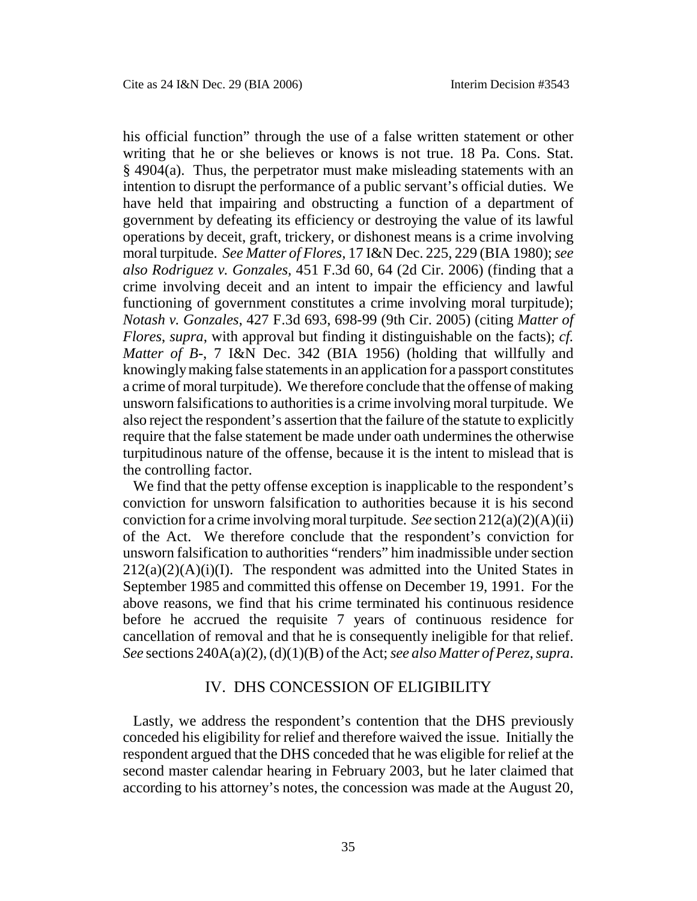his official function" through the use of a false written statement or other writing that he or she believes or knows is not true. 18 Pa. Cons. Stat. § 4904(a). Thus, the perpetrator must make misleading statements with an intention to disrupt the performance of a public servant's official duties. We have held that impairing and obstructing a function of a department of government by defeating its efficiency or destroying the value of its lawful operations by deceit, graft, trickery, or dishonest means is a crime involving moral turpitude. *See Matter of Flores*, 17 I&N Dec. 225, 229 (BIA 1980); *see also Rodriguez v. Gonzales*, 451 F.3d 60, 64 (2d Cir. 2006) (finding that a crime involving deceit and an intent to impair the efficiency and lawful functioning of government constitutes a crime involving moral turpitude); *Notash v. Gonzales*, 427 F.3d 693, 698-99 (9th Cir. 2005) (citing *Matter of Flores*, *supra*, with approval but finding it distinguishable on the facts); *cf. Matter of B-*, 7 I&N Dec. 342 (BIA 1956) (holding that willfully and knowingly making false statements in an application for a passport constitutes a crime of moral turpitude). We therefore conclude that the offense of making unsworn falsifications to authorities is a crime involving moral turpitude. We also reject the respondent's assertion that the failure of the statute to explicitly require that the false statement be made under oath undermines the otherwise turpitudinous nature of the offense, because it is the intent to mislead that is the controlling factor.

We find that the petty offense exception is inapplicable to the respondent's conviction for unsworn falsification to authorities because it is his second conviction for a crime involving moral turpitude. *See* section 212(a)(2)(A)(ii) of the Act. We therefore conclude that the respondent's conviction for unsworn falsification to authorities "renders" him inadmissible under section 212(a)(2)(A)(i)(I). The respondent was admitted into the United States in September 1985 and committed this offense on December 19, 1991. For the above reasons, we find that his crime terminated his continuous residence before he accrued the requisite 7 years of continuous residence for cancellation of removal and that he is consequently ineligible for that relief. *See* sections 240A(a)(2), (d)(1)(B) of the Act; *see also Matter of Perez*, *supra*.

## IV. DHS CONCESSION OF ELIGIBILITY

Lastly, we address the respondent's contention that the DHS previously conceded his eligibility for relief and therefore waived the issue. Initially the respondent argued that the DHS conceded that he was eligible for relief at the second master calendar hearing in February 2003, but he later claimed that according to his attorney's notes, the concession was made at the August 20,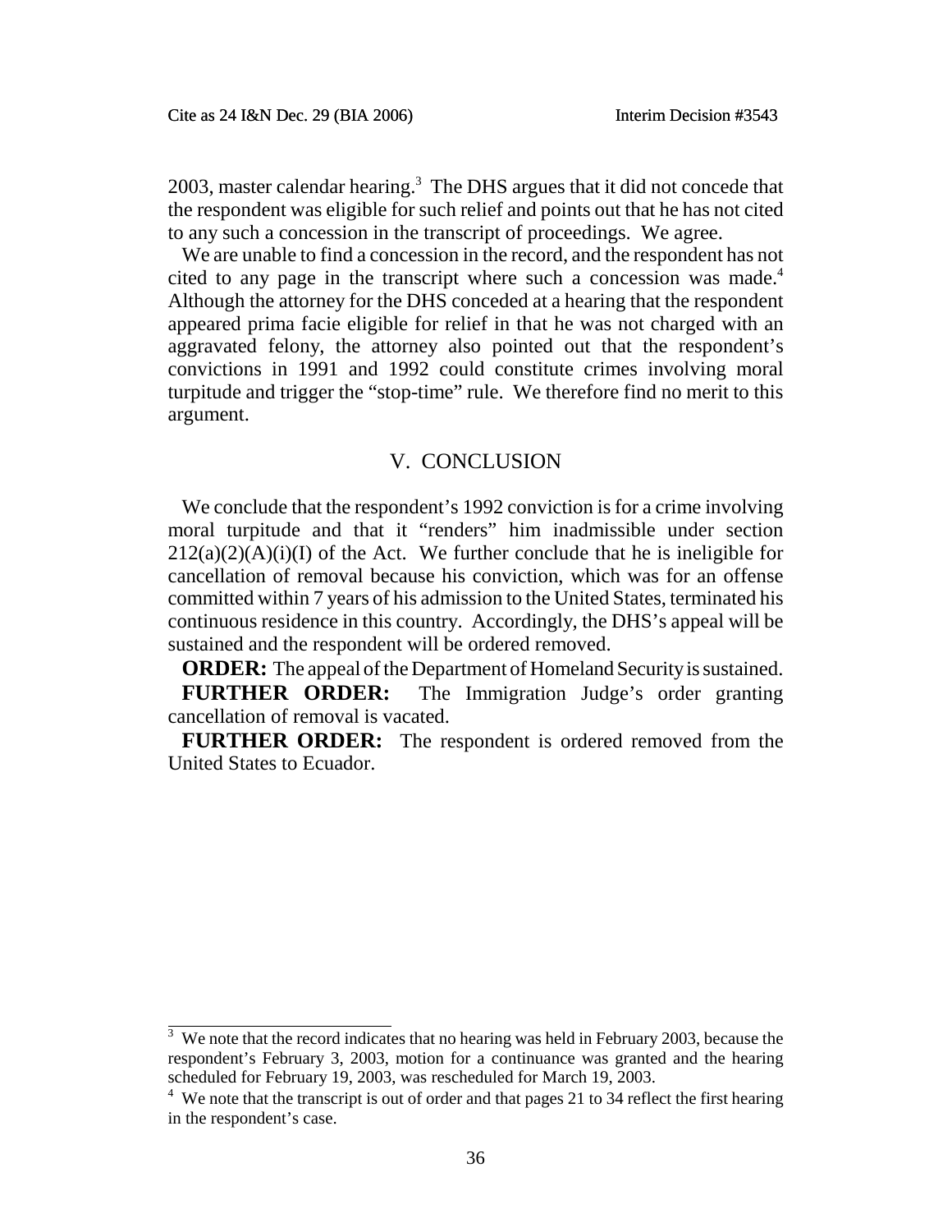2003, master calendar hearing.[3] The DHS argues that it did not concede that the respondent was eligible for such relief and points out that he has not cited to any such a concession in the transcript of proceedings. We agree.

We are unable to find a concession in the record, and the respondent has not cited to any page in the transcript where such a concession was made.[4] Although the attorney for the DHS conceded at a hearing that the respondent appeared prima facie eligible for relief in that he was not charged with an aggravated felony, the attorney also pointed out that the respondent's convictions in 1991 and 1992 could constitute crimes involving moral turpitude and trigger the "stop-time" rule. We therefore find no merit to this argument.

## V. CONCLUSION

We conclude that the respondent's 1992 conviction is for a crime involving moral turpitude and that it "renders" him inadmissible under section 212(a)(2)(A)(i)(I) of the Act. We further conclude that he is ineligible for cancellation of removal because his conviction, which was for an offense committed within 7 years of his admission to the United States, terminated his continuous residence in this country. Accordingly, the DHS's appeal will be sustained and the respondent will be ordered removed.

**ORDER:** The appeal of the Department of Homeland Security is sustained.

**FURTHER ORDER:** The Immigration Judge's order granting cancellation of removal is vacated.

**FURTHER ORDER:** The respondent is ordered removed from the United States to Ecuador.

---

[3] We note that the record indicates that no hearing was held in February 2003, because the respondent's February 3, 2003, motion for a continuance was granted and the hearing scheduled for February 19, 2003, was rescheduled for March 19, 2003.

[4] We note that the transcript is out of order and that pages 21 to 34 reflect the first hearing in the respondent's case.